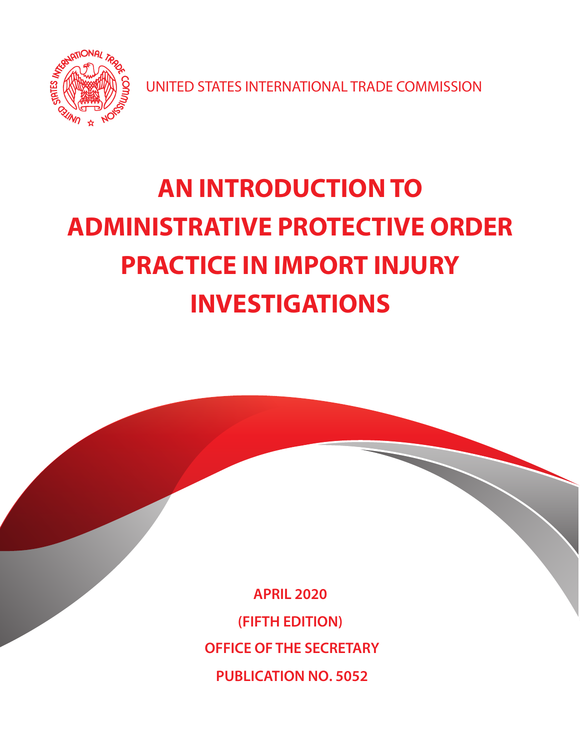UNITED STATES INTERNATIONAL TRADE COMMISSION

# AN INTRODUCTION TO ADMINISTRATIVE PROTECTIVE ORDER PRACTICE IN IMPORT INJURY INVESTIGATIONS

**APRIL 2020**

**(FIFTH EDITION)**

**OFFICE OF THE SECRETARY**

**PUBLICATION NO. 5052**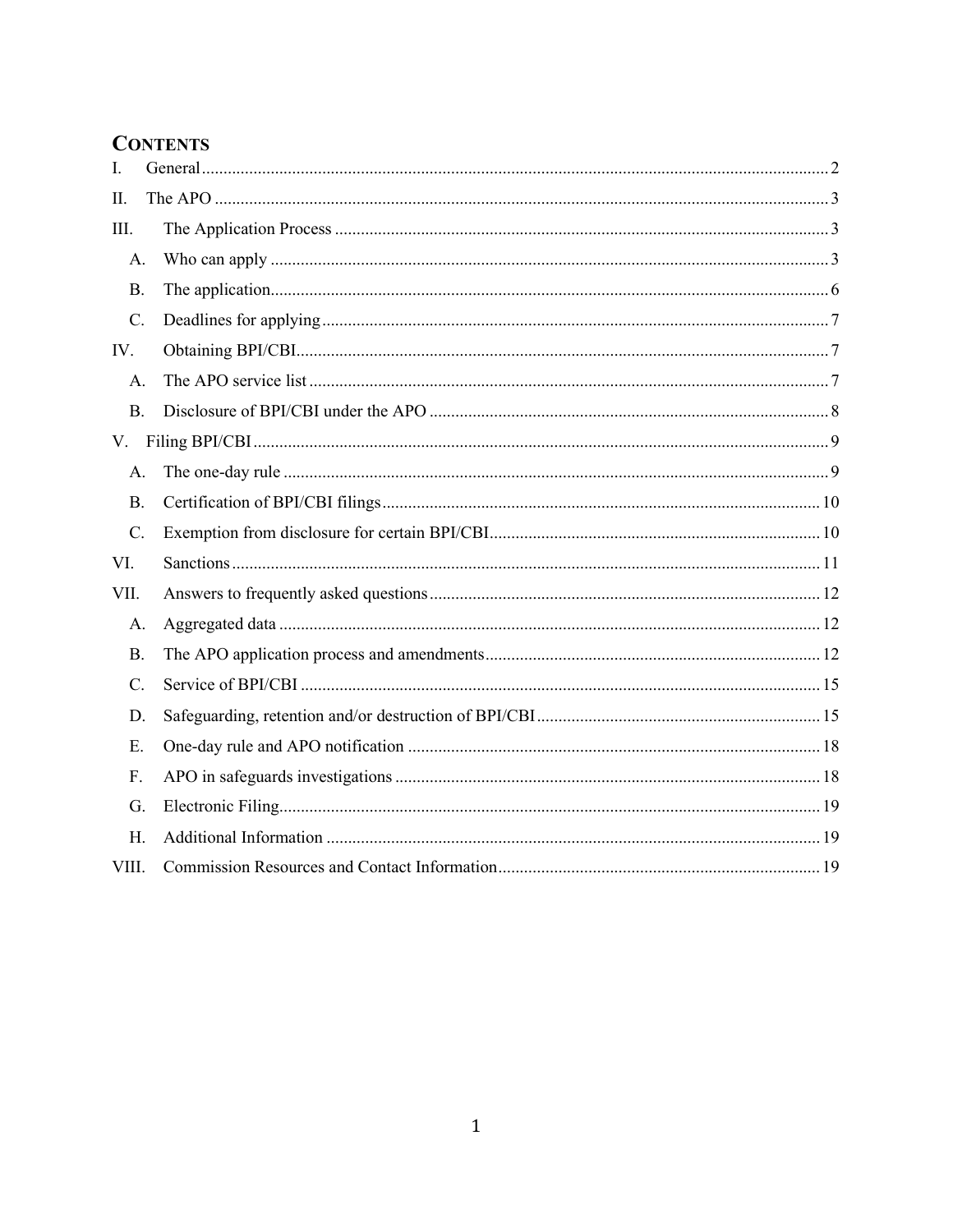# CONTENTS

I. General ..... 2

II. The APO ..... 3

III. The Application Process ..... 3

- A. Who can apply ..... 3
- B. The application ..... 6
- C. Deadlines for applying ..... 7

IV. Obtaining BPI/CBI ..... 7

- A. The APO service list ..... 7
- B. Disclosure of BPI/CBI under the APO ..... 8

V. Filing BPI/CBI ..... 9

- A. The one-day rule ..... 9
- B. Certification of BPI/CBI filings ..... 10
- C. Exemption from disclosure for certain BPI/CBI ..... 10

VI. Sanctions ..... 11

VII. Answers to frequently asked questions ..... 12

- A. Aggregated data ..... 12
- B. The APO application process and amendments ..... 12
- C. Service of BPI/CBI ..... 15
- D. Safeguarding, retention and/or destruction of BPI/CBI ..... 15
- E. One-day rule and APO notification ..... 18
- F. APO in safeguards investigations ..... 18
- G. Electronic Filing ..... 19
- H. Additional Information ..... 19

VIII. Commission Resources and Contact Information ..... 19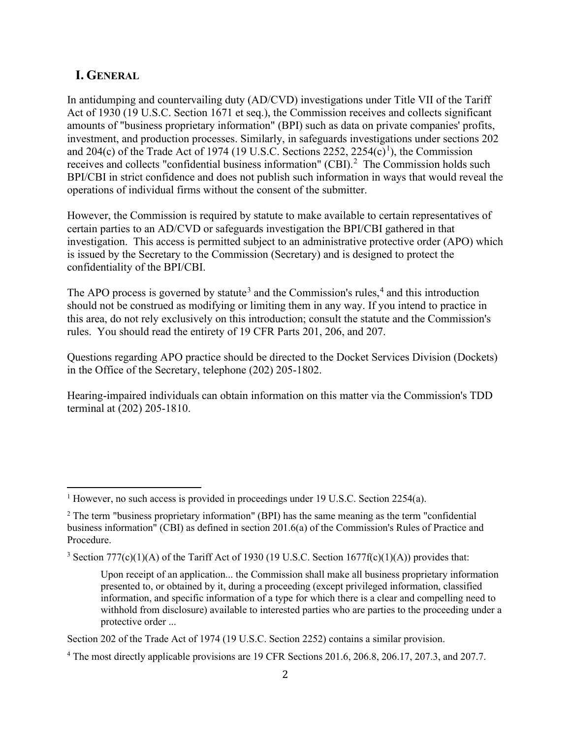## I. GENERAL

In antidumping and countervailing duty (AD/CVD) investigations under Title VII of the Tariff Act of 1930 (19 U.S.C. Section 1671 et seq.), the Commission receives and collects significant amounts of "business proprietary information" (BPI) such as data on private companies' profits, investment, and production processes. Similarly, in safeguards investigations under sections 202 and 204(c) of the Trade Act of 1974 (19 U.S.C. Sections 2252, 2254(c)[1]), the Commission receives and collects "confidential business information" (CBI).[2] The Commission holds such BPI/CBI in strict confidence and does not publish such information in ways that would reveal the operations of individual firms without the consent of the submitter.

However, the Commission is required by statute to make available to certain representatives of certain parties to an AD/CVD or safeguards investigation the BPI/CBI gathered in that investigation. This access is permitted subject to an administrative protective order (APO) which is issued by the Secretary to the Commission (Secretary) and is designed to protect the confidentiality of the BPI/CBI.

The APO process is governed by statute[3] and the Commission's rules,[4] and this introduction should not be construed as modifying or limiting them in any way. If you intend to practice in this area, do not rely exclusively on this introduction; consult the statute and the Commission's rules. You should read the entirety of 19 CFR Parts 201, 206, and 207.

Questions regarding APO practice should be directed to the Docket Services Division (Dockets) in the Office of the Secretary, telephone (202) 205-1802.

Hearing-impaired individuals can obtain information on this matter via the Commission's TDD terminal at (202) 205-1810.

---

[1] However, no such access is provided in proceedings under 19 U.S.C. Section 2254(a).

[2] The term "business proprietary information" (BPI) has the same meaning as the term "confidential business information" (CBI) as defined in section 201.6(a) of the Commission's Rules of Practice and Procedure.

[3] Section 777(c)(1)(A) of the Tariff Act of 1930 (19 U.S.C. Section 1677f(c)(1)(A)) provides that:

> Upon receipt of an application... the Commission shall make all business proprietary information presented to, or obtained by it, during a proceeding (except privileged information, classified information, and specific information of a type for which there is a clear and compelling need to withhold from disclosure) available to interested parties who are parties to the proceeding under a protective order ...

Section 202 of the Trade Act of 1974 (19 U.S.C. Section 2252) contains a similar provision.

[4] The most directly applicable provisions are 19 CFR Sections 201.6, 206.8, 206.17, 207.3, and 207.7.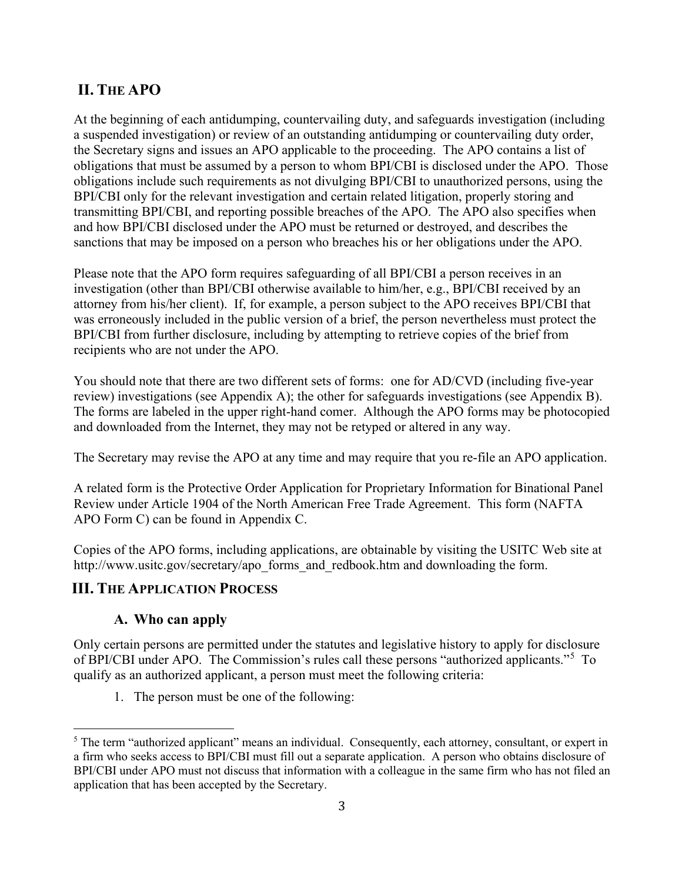## II. THE APO

At the beginning of each antidumping, countervailing duty, and safeguards investigation (including a suspended investigation) or review of an outstanding antidumping or countervailing duty order, the Secretary signs and issues an APO applicable to the proceeding. The APO contains a list of obligations that must be assumed by a person to whom BPI/CBI is disclosed under the APO. Those obligations include such requirements as not divulging BPI/CBI to unauthorized persons, using the BPI/CBI only for the relevant investigation and certain related litigation, properly storing and transmitting BPI/CBI, and reporting possible breaches of the APO. The APO also specifies when and how BPI/CBI disclosed under the APO must be returned or destroyed, and describes the sanctions that may be imposed on a person who breaches his or her obligations under the APO.

Please note that the APO form requires safeguarding of all BPI/CBI a person receives in an investigation (other than BPI/CBI otherwise available to him/her, e.g., BPI/CBI received by an attorney from his/her client). If, for example, a person subject to the APO receives BPI/CBI that was erroneously included in the public version of a brief, the person nevertheless must protect the BPI/CBI from further disclosure, including by attempting to retrieve copies of the brief from recipients who are not under the APO.

You should note that there are two different sets of forms: one for AD/CVD (including five-year review) investigations (see Appendix A); the other for safeguards investigations (see Appendix B). The forms are labeled in the upper right-hand comer. Although the APO forms may be photocopied and downloaded from the Internet, they may not be retyped or altered in any way.

The Secretary may revise the APO at any time and may require that you re-file an APO application.

A related form is the Protective Order Application for Proprietary Information for Binational Panel Review under Article 1904 of the North American Free Trade Agreement. This form (NAFTA APO Form C) can be found in Appendix C.

Copies of the APO forms, including applications, are obtainable by visiting the USITC Web site at http://www.usitc.gov/secretary/apo_forms_and_redbook.htm and downloading the form.

## III. THE APPLICATION PROCESS

### A. Who can apply

Only certain persons are permitted under the statutes and legislative history to apply for disclosure of BPI/CBI under APO. The Commission's rules call these persons "authorized applicants."[5] To qualify as an authorized applicant, a person must meet the following criteria:

1. The person must be one of the following:

[5] The term "authorized applicant" means an individual. Consequently, each attorney, consultant, or expert in a firm who seeks access to BPI/CBI must fill out a separate application. A person who obtains disclosure of BPI/CBI under APO must not discuss that information with a colleague in the same firm who has not filed an application that has been accepted by the Secretary.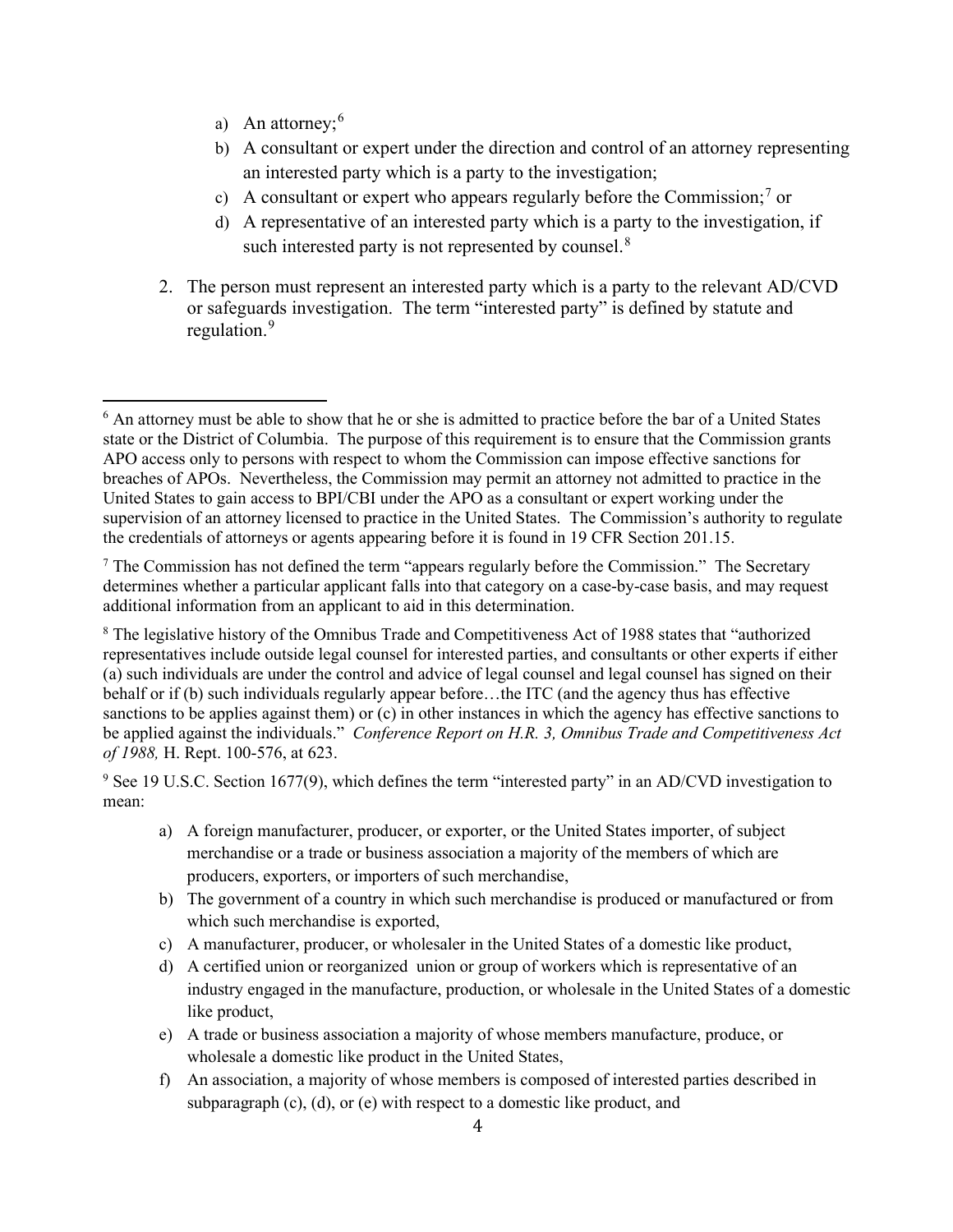a) An attorney;[6]
b) A consultant or expert under the direction and control of an attorney representing an interested party which is a party to the investigation;
c) A consultant or expert who appears regularly before the Commission;[7] or
d) A representative of an interested party which is a party to the investigation, if such interested party is not represented by counsel.[8]

2. The person must represent an interested party which is a party to the relevant AD/CVD or safeguards investigation. The term "interested party" is defined by statute and regulation.[9]

---

[6] An attorney must be able to show that he or she is admitted to practice before the bar of a United States state or the District of Columbia. The purpose of this requirement is to ensure that the Commission grants APO access only to persons with respect to whom the Commission can impose effective sanctions for breaches of APOs. Nevertheless, the Commission may permit an attorney not admitted to practice in the United States to gain access to BPI/CBI under the APO as a consultant or expert working under the supervision of an attorney licensed to practice in the United States. The Commission's authority to regulate the credentials of attorneys or agents appearing before it is found in 19 CFR Section 201.15.

[7] The Commission has not defined the term "appears regularly before the Commission." The Secretary determines whether a particular applicant falls into that category on a case-by-case basis, and may request additional information from an applicant to aid in this determination.

[8] The legislative history of the Omnibus Trade and Competitiveness Act of 1988 states that "authorized representatives include outside legal counsel for interested parties, and consultants or other experts if either (a) such individuals are under the control and advice of legal counsel and legal counsel has signed on their behalf or if (b) such individuals regularly appear before…the ITC (and the agency thus has effective sanctions to be applies against them) or (c) in other instances in which the agency has effective sanctions to be applied against the individuals." *Conference Report on H.R. 3, Omnibus Trade and Competitiveness Act of 1988,* H. Rept. 100-576, at 623.

[9] See 19 U.S.C. Section 1677(9), which defines the term "interested party" in an AD/CVD investigation to mean:

a) A foreign manufacturer, producer, or exporter, or the United States importer, of subject merchandise or a trade or business association a majority of the members of which are producers, exporters, or importers of such merchandise,
b) The government of a country in which such merchandise is produced or manufactured or from which such merchandise is exported,
c) A manufacturer, producer, or wholesaler in the United States of a domestic like product,
d) A certified union or reorganized union or group of workers which is representative of an industry engaged in the manufacture, production, or wholesale in the United States of a domestic like product,
e) A trade or business association a majority of whose members manufacture, produce, or wholesale a domestic like product in the United States,
f) An association, a majority of whose members is composed of interested parties described in subparagraph (c), (d), or (e) with respect to a domestic like product, and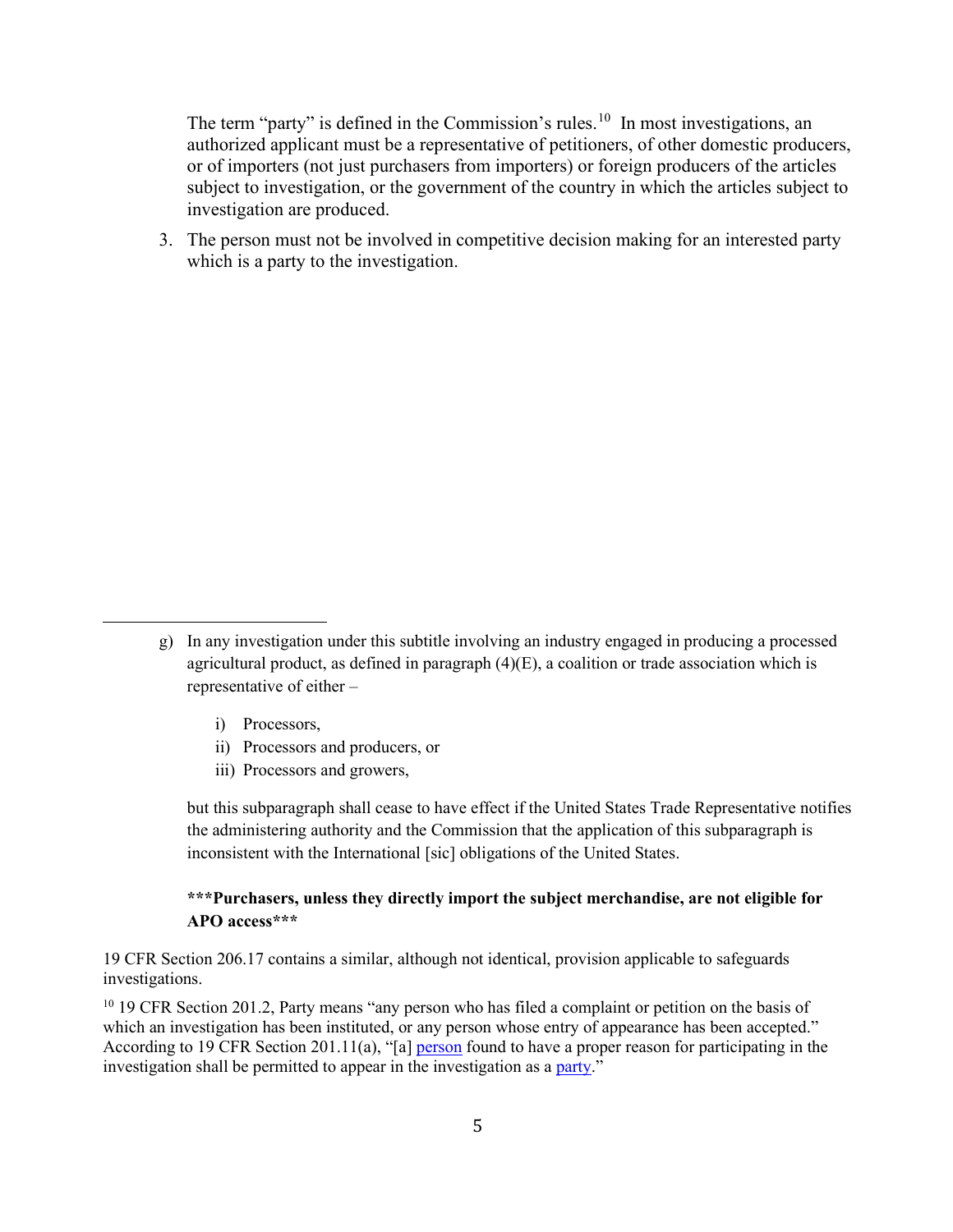The term "party" is defined in the Commission's rules.[10] In most investigations, an authorized applicant must be a representative of petitioners, of other domestic producers, or of importers (not just purchasers from importers) or foreign producers of the articles subject to investigation, or the government of the country in which the articles subject to investigation are produced.

3. The person must not be involved in competitive decision making for an interested party which is a party to the investigation.

---

g) In any investigation under this subtitle involving an industry engaged in producing a processed agricultural product, as defined in paragraph (4)(E), a coalition or trade association which is representative of either –

    i) Processors,
    ii) Processors and producers, or
    iii) Processors and growers,

    but this subparagraph shall cease to have effect if the United States Trade Representative notifies the administering authority and the Commission that the application of this subparagraph is inconsistent with the International [sic] obligations of the United States.

    **\*\*\*Purchasers, unless they directly import the subject merchandise, are not eligible for APO access\*\*\***

19 CFR Section 206.17 contains a similar, although not identical, provision applicable to safeguards investigations.

[10] 19 CFR Section 201.2, Party means "any person who has filed a complaint or petition on the basis of which an investigation has been instituted, or any person whose entry of appearance has been accepted." According to 19 CFR Section 201.11(a), "[a] person found to have a proper reason for participating in the investigation shall be permitted to appear in the investigation as a party."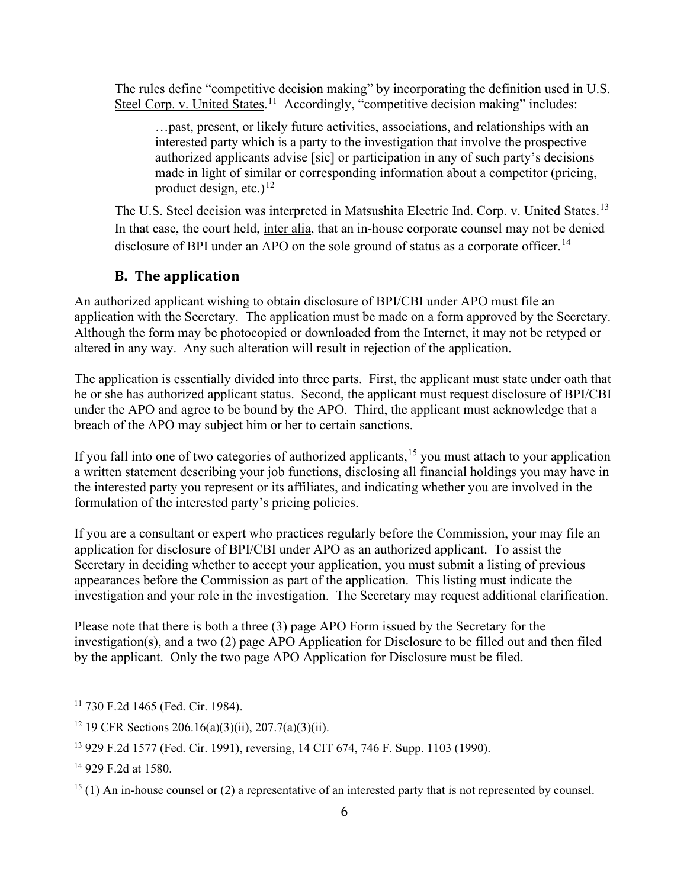The rules define "competitive decision making" by incorporating the definition used in U.S. Steel Corp. v. United States.[11] Accordingly, "competitive decision making" includes:

> …past, present, or likely future activities, associations, and relationships with an interested party which is a party to the investigation that involve the prospective authorized applicants advise [sic] or participation in any of such party's decisions made in light of similar or corresponding information about a competitor (pricing, product design, etc.)[12]

The U.S. Steel decision was interpreted in Matsushita Electric Ind. Corp. v. United States.[13] In that case, the court held, inter alia, that an in-house corporate counsel may not be denied disclosure of BPI under an APO on the sole ground of status as a corporate officer.[14]

## B. The application

An authorized applicant wishing to obtain disclosure of BPI/CBI under APO must file an application with the Secretary. The application must be made on a form approved by the Secretary. Although the form may be photocopied or downloaded from the Internet, it may not be retyped or altered in any way. Any such alteration will result in rejection of the application.

The application is essentially divided into three parts. First, the applicant must state under oath that he or she has authorized applicant status. Second, the applicant must request disclosure of BPI/CBI under the APO and agree to be bound by the APO. Third, the applicant must acknowledge that a breach of the APO may subject him or her to certain sanctions.

If you fall into one of two categories of authorized applicants,[15] you must attach to your application a written statement describing your job functions, disclosing all financial holdings you may have in the interested party you represent or its affiliates, and indicating whether you are involved in the formulation of the interested party's pricing policies.

If you are a consultant or expert who practices regularly before the Commission, your may file an application for disclosure of BPI/CBI under APO as an authorized applicant. To assist the Secretary in deciding whether to accept your application, you must submit a listing of previous appearances before the Commission as part of the application. This listing must indicate the investigation and your role in the investigation. The Secretary may request additional clarification.

Please note that there is both a three (3) page APO Form issued by the Secretary for the investigation(s), and a two (2) page APO Application for Disclosure to be filled out and then filed by the applicant. Only the two page APO Application for Disclosure must be filed.

---

[11] 730 F.2d 1465 (Fed. Cir. 1984).

[12] 19 CFR Sections 206.16(a)(3)(ii), 207.7(a)(3)(ii).

[13] 929 F.2d 1577 (Fed. Cir. 1991), reversing, 14 CIT 674, 746 F. Supp. 1103 (1990).

[14] 929 F.2d at 1580.

[15] (1) An in-house counsel or (2) a representative of an interested party that is not represented by counsel.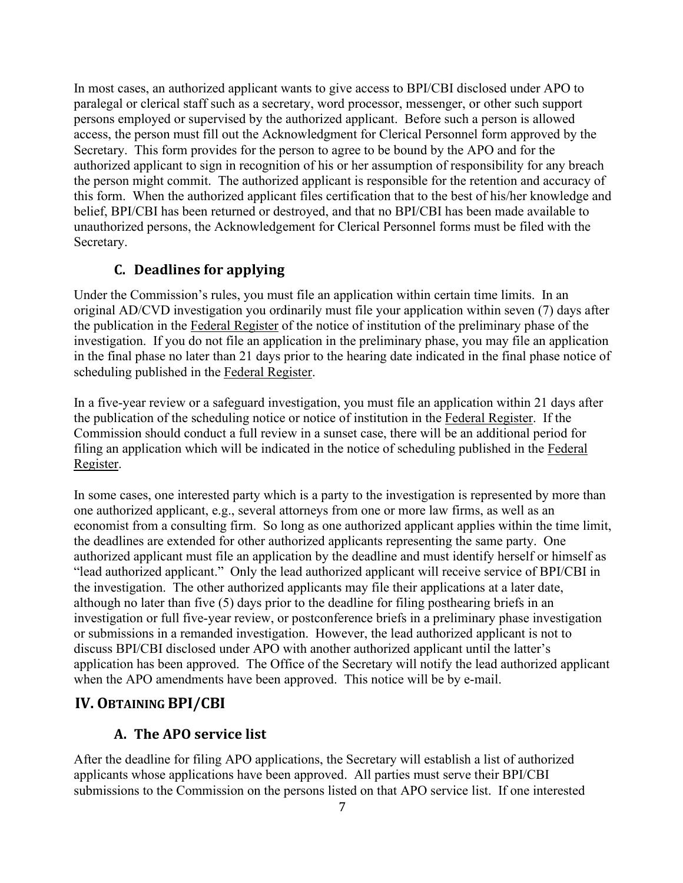In most cases, an authorized applicant wants to give access to BPI/CBI disclosed under APO to paralegal or clerical staff such as a secretary, word processor, messenger, or other such support persons employed or supervised by the authorized applicant. Before such a person is allowed access, the person must fill out the Acknowledgment for Clerical Personnel form approved by the Secretary. This form provides for the person to agree to be bound by the APO and for the authorized applicant to sign in recognition of his or her assumption of responsibility for any breach the person might commit. The authorized applicant is responsible for the retention and accuracy of this form. When the authorized applicant files certification that to the best of his/her knowledge and belief, BPI/CBI has been returned or destroyed, and that no BPI/CBI has been made available to unauthorized persons, the Acknowledgement for Clerical Personnel forms must be filed with the Secretary.

### C. Deadlines for applying

Under the Commission's rules, you must file an application within certain time limits. In an original AD/CVD investigation you ordinarily must file your application within seven (7) days after the publication in the Federal Register of the notice of institution of the preliminary phase of the investigation. If you do not file an application in the preliminary phase, you may file an application in the final phase no later than 21 days prior to the hearing date indicated in the final phase notice of scheduling published in the Federal Register.

In a five-year review or a safeguard investigation, you must file an application within 21 days after the publication of the scheduling notice or notice of institution in the Federal Register. If the Commission should conduct a full review in a sunset case, there will be an additional period for filing an application which will be indicated in the notice of scheduling published in the Federal Register.

In some cases, one interested party which is a party to the investigation is represented by more than one authorized applicant, e.g., several attorneys from one or more law firms, as well as an economist from a consulting firm. So long as one authorized applicant applies within the time limit, the deadlines are extended for other authorized applicants representing the same party. One authorized applicant must file an application by the deadline and must identify herself or himself as "lead authorized applicant." Only the lead authorized applicant will receive service of BPI/CBI in the investigation. The other authorized applicants may file their applications at a later date, although no later than five (5) days prior to the deadline for filing posthearing briefs in an investigation or full five-year review, or postconference briefs in a preliminary phase investigation or submissions in a remanded investigation. However, the lead authorized applicant is not to discuss BPI/CBI disclosed under APO with another authorized applicant until the latter's application has been approved. The Office of the Secretary will notify the lead authorized applicant when the APO amendments have been approved. This notice will be by e-mail.

## IV. Obtaining BPI/CBI

### A. The APO service list

After the deadline for filing APO applications, the Secretary will establish a list of authorized applicants whose applications have been approved. All parties must serve their BPI/CBI submissions to the Commission on the persons listed on that APO service list. If one interested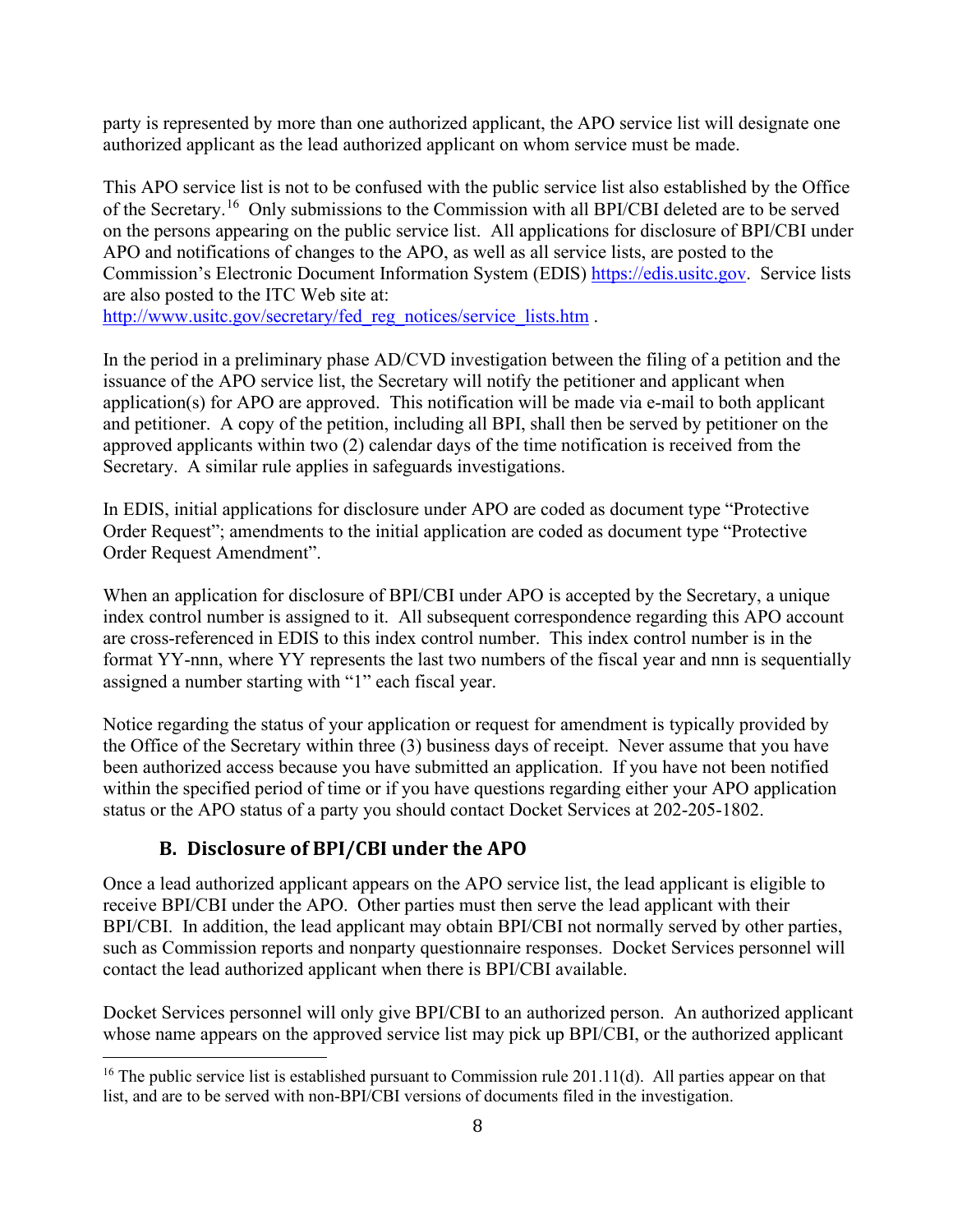party is represented by more than one authorized applicant, the APO service list will designate one authorized applicant as the lead authorized applicant on whom service must be made.

This APO service list is not to be confused with the public service list also established by the Office of the Secretary.[16] Only submissions to the Commission with all BPI/CBI deleted are to be served on the persons appearing on the public service list. All applications for disclosure of BPI/CBI under APO and notifications of changes to the APO, as well as all service lists, are posted to the Commission's Electronic Document Information System (EDIS) https://edis.usitc.gov. Service lists are also posted to the ITC Web site at: http://www.usitc.gov/secretary/fed_reg_notices/service_lists.htm .

In the period in a preliminary phase AD/CVD investigation between the filing of a petition and the issuance of the APO service list, the Secretary will notify the petitioner and applicant when application(s) for APO are approved. This notification will be made via e-mail to both applicant and petitioner. A copy of the petition, including all BPI, shall then be served by petitioner on the approved applicants within two (2) calendar days of the time notification is received from the Secretary. A similar rule applies in safeguards investigations.

In EDIS, initial applications for disclosure under APO are coded as document type "Protective Order Request"; amendments to the initial application are coded as document type "Protective Order Request Amendment".

When an application for disclosure of BPI/CBI under APO is accepted by the Secretary, a unique index control number is assigned to it. All subsequent correspondence regarding this APO account are cross-referenced in EDIS to this index control number. This index control number is in the format YY-nnn, where YY represents the last two numbers of the fiscal year and nnn is sequentially assigned a number starting with "1" each fiscal year.

Notice regarding the status of your application or request for amendment is typically provided by the Office of the Secretary within three (3) business days of receipt. Never assume that you have been authorized access because you have submitted an application. If you have not been notified within the specified period of time or if you have questions regarding either your APO application status or the APO status of a party you should contact Docket Services at 202-205-1802.

### B. Disclosure of BPI/CBI under the APO

Once a lead authorized applicant appears on the APO service list, the lead applicant is eligible to receive BPI/CBI under the APO. Other parties must then serve the lead applicant with their BPI/CBI. In addition, the lead applicant may obtain BPI/CBI not normally served by other parties, such as Commission reports and nonparty questionnaire responses. Docket Services personnel will contact the lead authorized applicant when there is BPI/CBI available.

Docket Services personnel will only give BPI/CBI to an authorized person. An authorized applicant whose name appears on the approved service list may pick up BPI/CBI, or the authorized applicant

---

[16] The public service list is established pursuant to Commission rule 201.11(d). All parties appear on that list, and are to be served with non-BPI/CBI versions of documents filed in the investigation.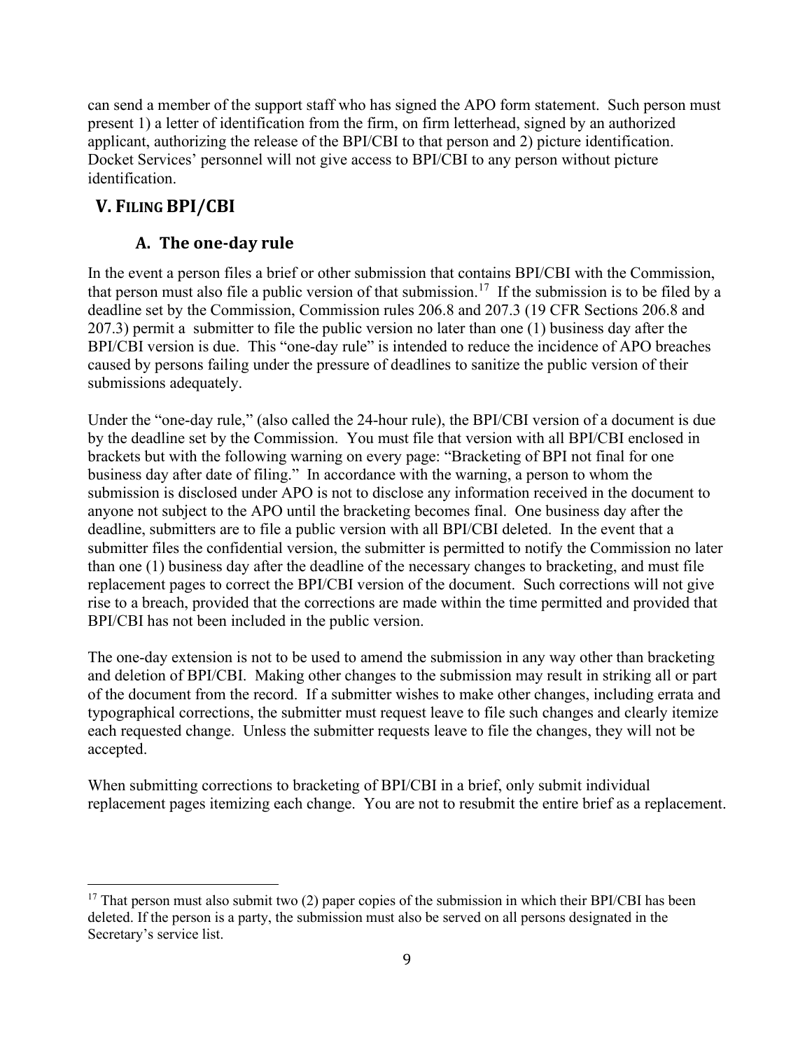can send a member of the support staff who has signed the APO form statement. Such person must present 1) a letter of identification from the firm, on firm letterhead, signed by an authorized applicant, authorizing the release of the BPI/CBI to that person and 2) picture identification. Docket Services' personnel will not give access to BPI/CBI to any person without picture identification.

## V. Filing BPI/CBI

### A. The one-day rule

In the event a person files a brief or other submission that contains BPI/CBI with the Commission, that person must also file a public version of that submission.[17] If the submission is to be filed by a deadline set by the Commission, Commission rules 206.8 and 207.3 (19 CFR Sections 206.8 and 207.3) permit a submitter to file the public version no later than one (1) business day after the BPI/CBI version is due. This "one-day rule" is intended to reduce the incidence of APO breaches caused by persons failing under the pressure of deadlines to sanitize the public version of their submissions adequately.

Under the "one-day rule," (also called the 24-hour rule), the BPI/CBI version of a document is due by the deadline set by the Commission. You must file that version with all BPI/CBI enclosed in brackets but with the following warning on every page: "Bracketing of BPI not final for one business day after date of filing." In accordance with the warning, a person to whom the submission is disclosed under APO is not to disclose any information received in the document to anyone not subject to the APO until the bracketing becomes final. One business day after the deadline, submitters are to file a public version with all BPI/CBI deleted. In the event that a submitter files the confidential version, the submitter is permitted to notify the Commission no later than one (1) business day after the deadline of the necessary changes to bracketing, and must file replacement pages to correct the BPI/CBI version of the document. Such corrections will not give rise to a breach, provided that the corrections are made within the time permitted and provided that BPI/CBI has not been included in the public version.

The one-day extension is not to be used to amend the submission in any way other than bracketing and deletion of BPI/CBI. Making other changes to the submission may result in striking all or part of the document from the record. If a submitter wishes to make other changes, including errata and typographical corrections, the submitter must request leave to file such changes and clearly itemize each requested change. Unless the submitter requests leave to file the changes, they will not be accepted.

When submitting corrections to bracketing of BPI/CBI in a brief, only submit individual replacement pages itemizing each change. You are not to resubmit the entire brief as a replacement.

[17] That person must also submit two (2) paper copies of the submission in which their BPI/CBI has been deleted. If the person is a party, the submission must also be served on all persons designated in the Secretary's service list.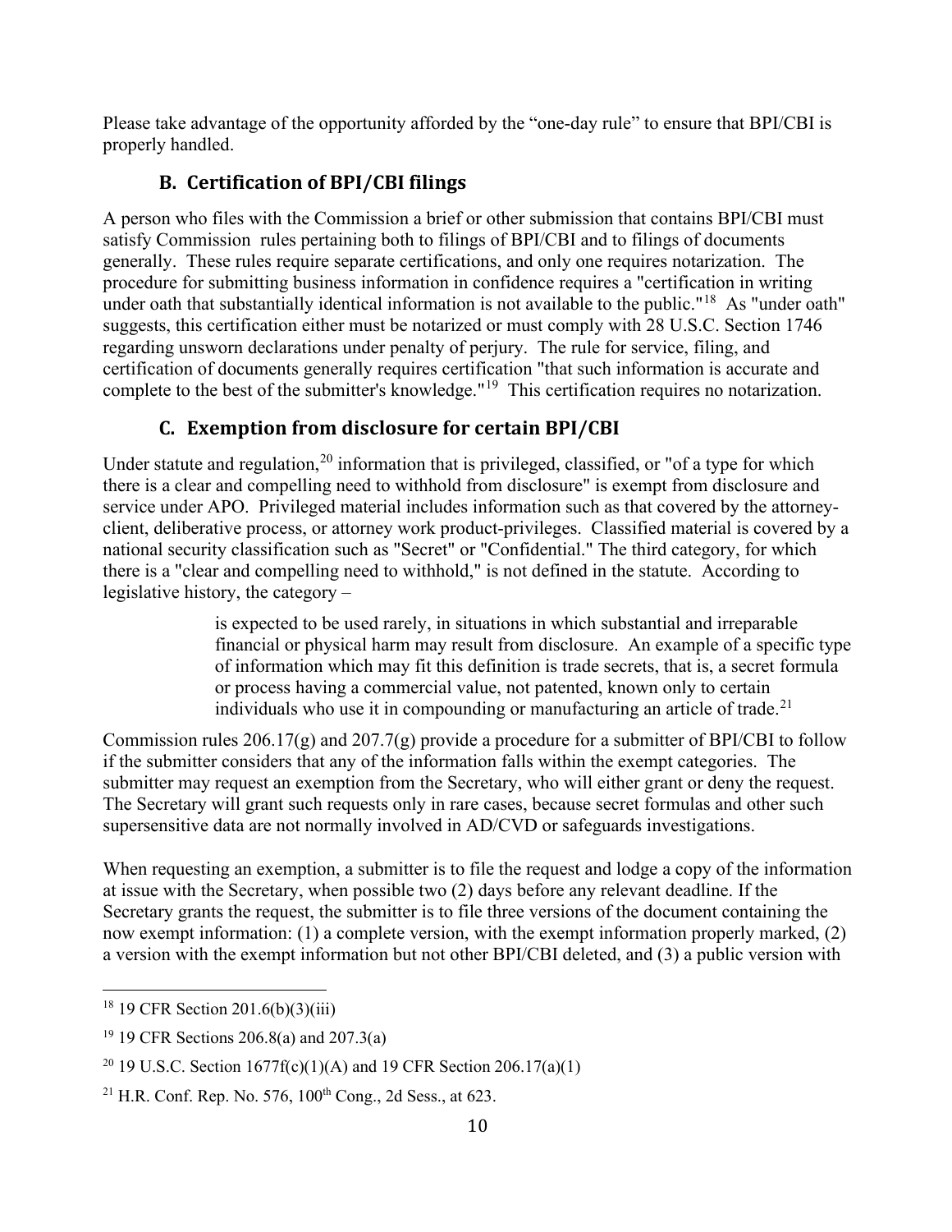Please take advantage of the opportunity afforded by the "one-day rule" to ensure that BPI/CBI is properly handled.

### B. Certification of BPI/CBI filings

A person who files with the Commission a brief or other submission that contains BPI/CBI must satisfy Commission rules pertaining both to filings of BPI/CBI and to filings of documents generally. These rules require separate certifications, and only one requires notarization. The procedure for submitting business information in confidence requires a "certification in writing under oath that substantially identical information is not available to the public."[18] As "under oath" suggests, this certification either must be notarized or must comply with 28 U.S.C. Section 1746 regarding unsworn declarations under penalty of perjury. The rule for service, filing, and certification of documents generally requires certification "that such information is accurate and complete to the best of the submitter's knowledge."[19] This certification requires no notarization.

### C. Exemption from disclosure for certain BPI/CBI

Under statute and regulation,[20] information that is privileged, classified, or "of a type for which there is a clear and compelling need to withhold from disclosure" is exempt from disclosure and service under APO. Privileged material includes information such as that covered by the attorney-client, deliberative process, or attorney work product-privileges. Classified material is covered by a national security classification such as "Secret" or "Confidential." The third category, for which there is a "clear and compelling need to withhold," is not defined in the statute. According to legislative history, the category –

> is expected to be used rarely, in situations in which substantial and irreparable financial or physical harm may result from disclosure. An example of a specific type of information which may fit this definition is trade secrets, that is, a secret formula or process having a commercial value, not patented, known only to certain individuals who use it in compounding or manufacturing an article of trade.[21]

Commission rules 206.17(g) and 207.7(g) provide a procedure for a submitter of BPI/CBI to follow if the submitter considers that any of the information falls within the exempt categories. The submitter may request an exemption from the Secretary, who will either grant or deny the request. The Secretary will grant such requests only in rare cases, because secret formulas and other such supersensitive data are not normally involved in AD/CVD or safeguards investigations.

When requesting an exemption, a submitter is to file the request and lodge a copy of the information at issue with the Secretary, when possible two (2) days before any relevant deadline. If the Secretary grants the request, the submitter is to file three versions of the document containing the now exempt information: (1) a complete version, with the exempt information properly marked, (2) a version with the exempt information but not other BPI/CBI deleted, and (3) a public version with

---

[18] 19 CFR Section 201.6(b)(3)(iii)

[19] 19 CFR Sections 206.8(a) and 207.3(a)

[20] 19 U.S.C. Section 1677f(c)(1)(A) and 19 CFR Section 206.17(a)(1)

[21] H.R. Conf. Rep. No. 576, 100th Cong., 2d Sess., at 623.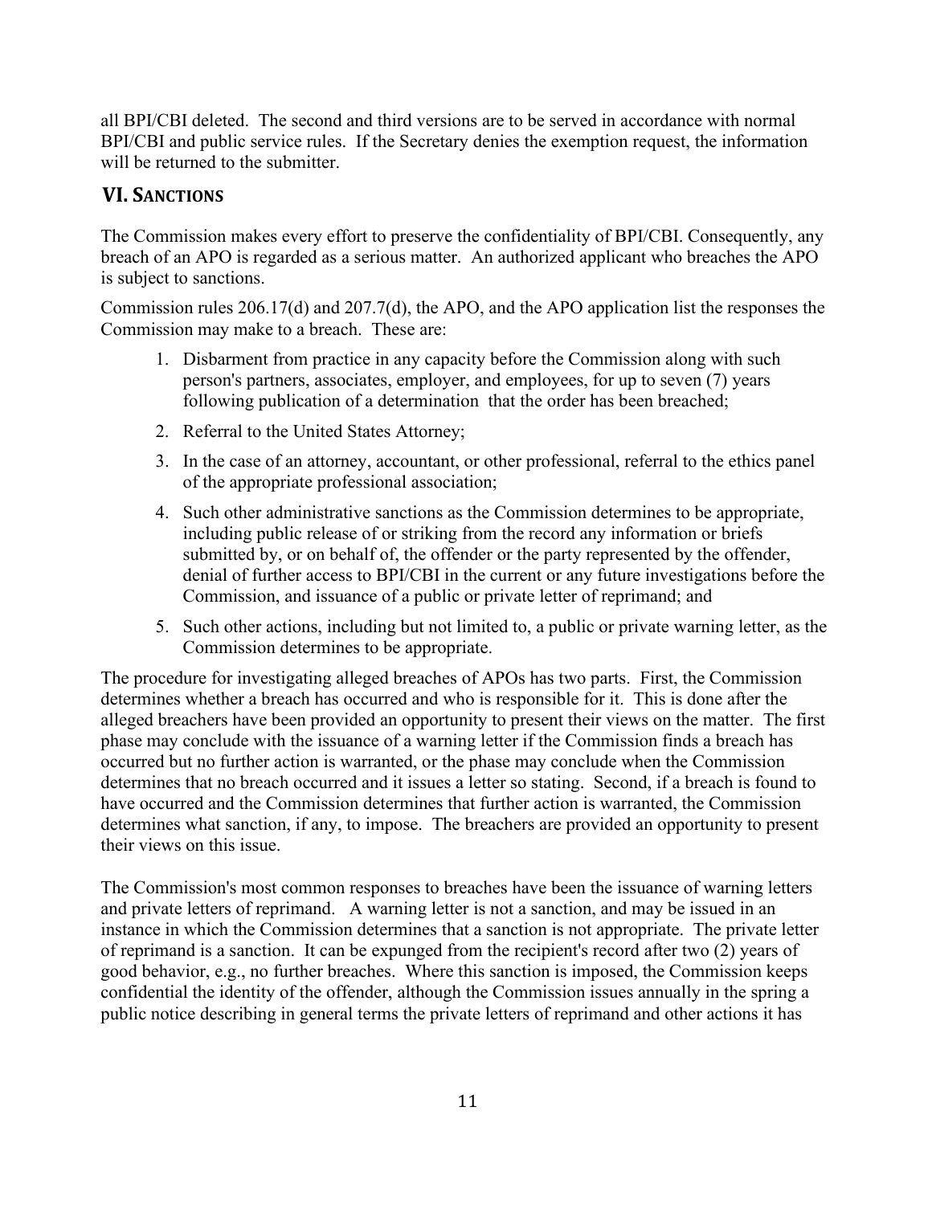all BPI/CBI deleted. The second and third versions are to be served in accordance with normal BPI/CBI and public service rules. If the Secretary denies the exemption request, the information will be returned to the submitter.

## VI. Sanctions

The Commission makes every effort to preserve the confidentiality of BPI/CBI. Consequently, any breach of an APO is regarded as a serious matter. An authorized applicant who breaches the APO is subject to sanctions.

Commission rules 206.17(d) and 207.7(d), the APO, and the APO application list the responses the Commission may make to a breach. These are:

1. Disbarment from practice in any capacity before the Commission along with such person's partners, associates, employer, and employees, for up to seven (7) years following publication of a determination that the order has been breached;
2. Referral to the United States Attorney;
3. In the case of an attorney, accountant, or other professional, referral to the ethics panel of the appropriate professional association;
4. Such other administrative sanctions as the Commission determines to be appropriate, including public release of or striking from the record any information or briefs submitted by, or on behalf of, the offender or the party represented by the offender, denial of further access to BPI/CBI in the current or any future investigations before the Commission, and issuance of a public or private letter of reprimand; and
5. Such other actions, including but not limited to, a public or private warning letter, as the Commission determines to be appropriate.

The procedure for investigating alleged breaches of APOs has two parts. First, the Commission determines whether a breach has occurred and who is responsible for it. This is done after the alleged breachers have been provided an opportunity to present their views on the matter. The first phase may conclude with the issuance of a warning letter if the Commission finds a breach has occurred but no further action is warranted, or the phase may conclude when the Commission determines that no breach occurred and it issues a letter so stating. Second, if a breach is found to have occurred and the Commission determines that further action is warranted, the Commission determines what sanction, if any, to impose. The breachers are provided an opportunity to present their views on this issue.

The Commission's most common responses to breaches have been the issuance of warning letters and private letters of reprimand. A warning letter is not a sanction, and may be issued in an instance in which the Commission determines that a sanction is not appropriate. The private letter of reprimand is a sanction. It can be expunged from the recipient's record after two (2) years of good behavior, e.g., no further breaches. Where this sanction is imposed, the Commission keeps confidential the identity of the offender, although the Commission issues annually in the spring a public notice describing in general terms the private letters of reprimand and other actions it has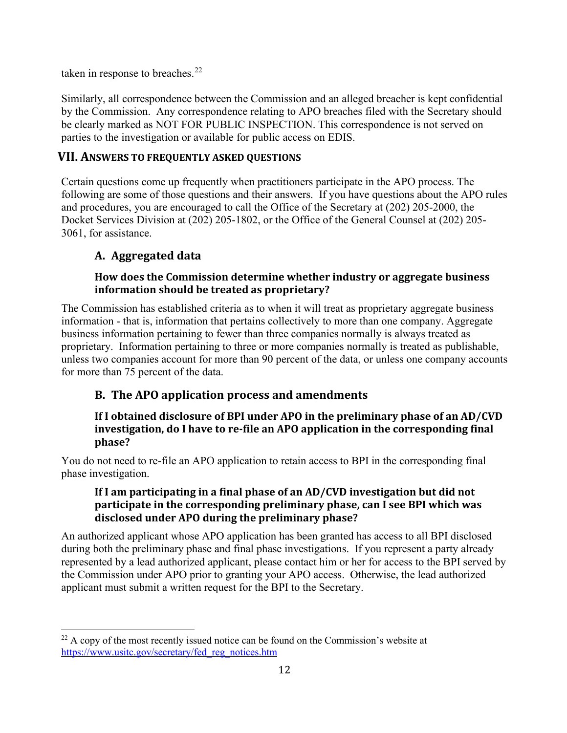taken in response to breaches.[22]

Similarly, all correspondence between the Commission and an alleged breacher is kept confidential by the Commission. Any correspondence relating to APO breaches filed with the Secretary should be clearly marked as NOT FOR PUBLIC INSPECTION. This correspondence is not served on parties to the investigation or available for public access on EDIS.

## VII. ANSWERS TO FREQUENTLY ASKED QUESTIONS

Certain questions come up frequently when practitioners participate in the APO process. The following are some of those questions and their answers. If you have questions about the APO rules and procedures, you are encouraged to call the Office of the Secretary at (202) 205-2000, the Docket Services Division at (202) 205-1802, or the Office of the General Counsel at (202) 205-3061, for assistance.

### A. Aggregated data

#### How does the Commission determine whether industry or aggregate business information should be treated as proprietary?

The Commission has established criteria as to when it will treat as proprietary aggregate business information - that is, information that pertains collectively to more than one company. Aggregate business information pertaining to fewer than three companies normally is always treated as proprietary. Information pertaining to three or more companies normally is treated as publishable, unless two companies account for more than 90 percent of the data, or unless one company accounts for more than 75 percent of the data.

### B. The APO application process and amendments

#### If I obtained disclosure of BPI under APO in the preliminary phase of an AD/CVD investigation, do I have to re-file an APO application in the corresponding final phase?

You do not need to re-file an APO application to retain access to BPI in the corresponding final phase investigation.

#### If I am participating in a final phase of an AD/CVD investigation but did not participate in the corresponding preliminary phase, can I see BPI which was disclosed under APO during the preliminary phase?

An authorized applicant whose APO application has been granted has access to all BPI disclosed during both the preliminary phase and final phase investigations. If you represent a party already represented by a lead authorized applicant, please contact him or her for access to the BPI served by the Commission under APO prior to granting your APO access. Otherwise, the lead authorized applicant must submit a written request for the BPI to the Secretary.

---

[22] A copy of the most recently issued notice can be found on the Commission's website at https://www.usitc.gov/secretary/fed_reg_notices.htm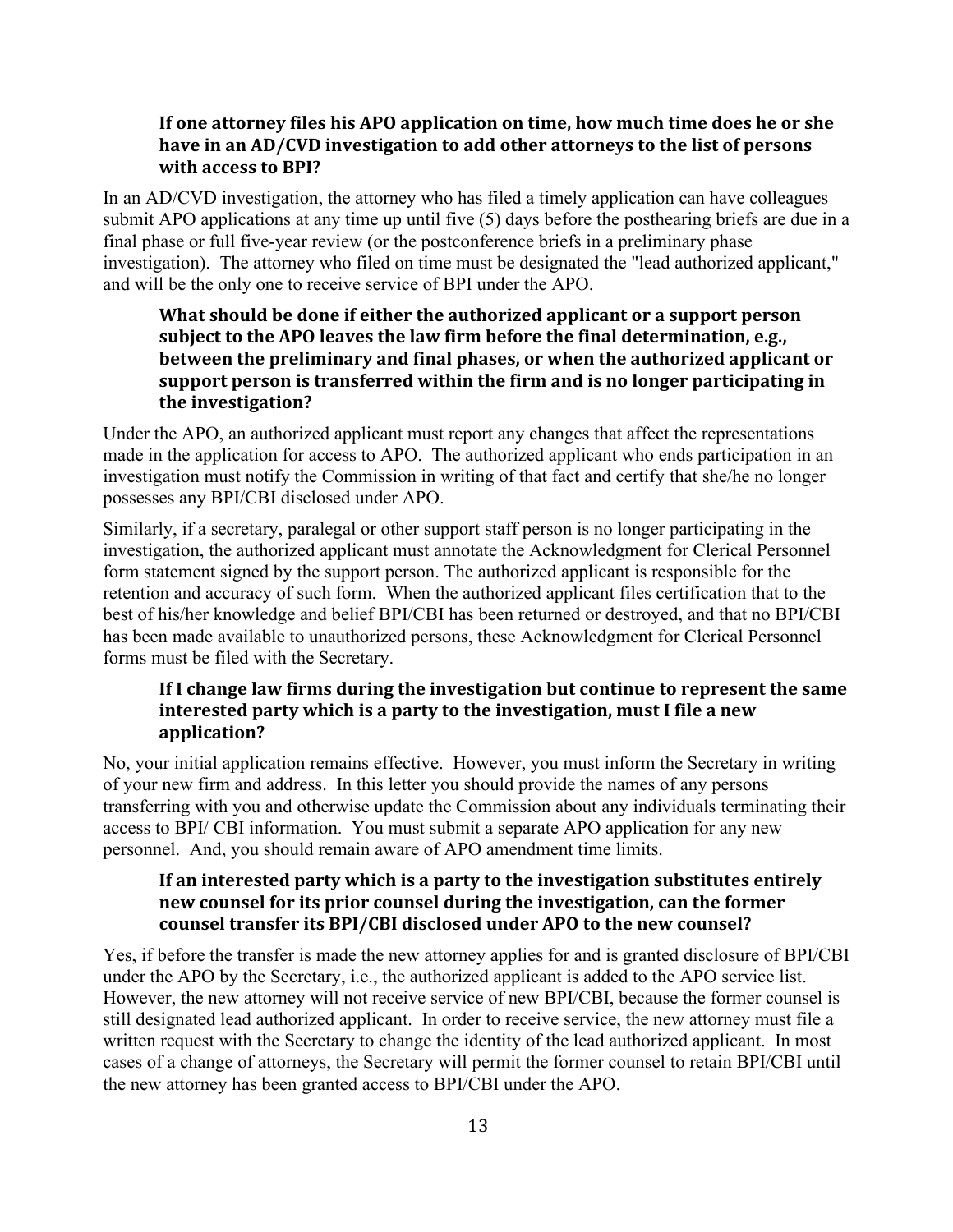### If one attorney files his APO application on time, how much time does he or she have in an AD/CVD investigation to add other attorneys to the list of persons with access to BPI?

In an AD/CVD investigation, the attorney who has filed a timely application can have colleagues submit APO applications at any time up until five (5) days before the posthearing briefs are due in a final phase or full five-year review (or the postconference briefs in a preliminary phase investigation). The attorney who filed on time must be designated the "lead authorized applicant," and will be the only one to receive service of BPI under the APO.

### What should be done if either the authorized applicant or a support person subject to the APO leaves the law firm before the final determination, e.g., between the preliminary and final phases, or when the authorized applicant or support person is transferred within the firm and is no longer participating in the investigation?

Under the APO, an authorized applicant must report any changes that affect the representations made in the application for access to APO. The authorized applicant who ends participation in an investigation must notify the Commission in writing of that fact and certify that she/he no longer possesses any BPI/CBI disclosed under APO.

Similarly, if a secretary, paralegal or other support staff person is no longer participating in the investigation, the authorized applicant must annotate the Acknowledgment for Clerical Personnel form statement signed by the support person. The authorized applicant is responsible for the retention and accuracy of such form. When the authorized applicant files certification that to the best of his/her knowledge and belief BPI/CBI has been returned or destroyed, and that no BPI/CBI has been made available to unauthorized persons, these Acknowledgment for Clerical Personnel forms must be filed with the Secretary.

### If I change law firms during the investigation but continue to represent the same interested party which is a party to the investigation, must I file a new application?

No, your initial application remains effective. However, you must inform the Secretary in writing of your new firm and address. In this letter you should provide the names of any persons transferring with you and otherwise update the Commission about any individuals terminating their access to BPI/ CBI information. You must submit a separate APO application for any new personnel. And, you should remain aware of APO amendment time limits.

### If an interested party which is a party to the investigation substitutes entirely new counsel for its prior counsel during the investigation, can the former counsel transfer its BPI/CBI disclosed under APO to the new counsel?

Yes, if before the transfer is made the new attorney applies for and is granted disclosure of BPI/CBI under the APO by the Secretary, i.e., the authorized applicant is added to the APO service list. However, the new attorney will not receive service of new BPI/CBI, because the former counsel is still designated lead authorized applicant. In order to receive service, the new attorney must file a written request with the Secretary to change the identity of the lead authorized applicant. In most cases of a change of attorneys, the Secretary will permit the former counsel to retain BPI/CBI until the new attorney has been granted access to BPI/CBI under the APO.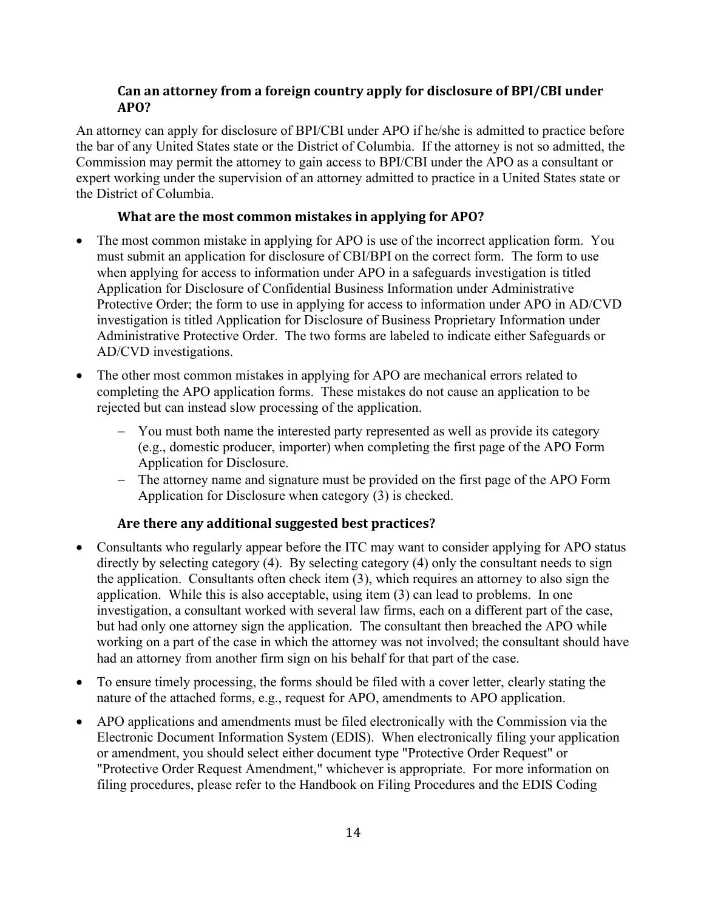### Can an attorney from a foreign country apply for disclosure of BPI/CBI under APO?

An attorney can apply for disclosure of BPI/CBI under APO if he/she is admitted to practice before the bar of any United States state or the District of Columbia. If the attorney is not so admitted, the Commission may permit the attorney to gain access to BPI/CBI under the APO as a consultant or expert working under the supervision of an attorney admitted to practice in a United States state or the District of Columbia.

### What are the most common mistakes in applying for APO?

- The most common mistake in applying for APO is use of the incorrect application form. You must submit an application for disclosure of CBI/BPI on the correct form. The form to use when applying for access to information under APO in a safeguards investigation is titled Application for Disclosure of Confidential Business Information under Administrative Protective Order; the form to use in applying for access to information under APO in AD/CVD investigation is titled Application for Disclosure of Business Proprietary Information under Administrative Protective Order. The two forms are labeled to indicate either Safeguards or AD/CVD investigations.
- The other most common mistakes in applying for APO are mechanical errors related to completing the APO application forms. These mistakes do not cause an application to be rejected but can instead slow processing of the application.
  - You must both name the interested party represented as well as provide its category (e.g., domestic producer, importer) when completing the first page of the APO Form Application for Disclosure.
  - The attorney name and signature must be provided on the first page of the APO Form Application for Disclosure when category (3) is checked.

### Are there any additional suggested best practices?

- Consultants who regularly appear before the ITC may want to consider applying for APO status directly by selecting category (4). By selecting category (4) only the consultant needs to sign the application. Consultants often check item (3), which requires an attorney to also sign the application. While this is also acceptable, using item (3) can lead to problems. In one investigation, a consultant worked with several law firms, each on a different part of the case, but had only one attorney sign the application. The consultant then breached the APO while working on a part of the case in which the attorney was not involved; the consultant should have had an attorney from another firm sign on his behalf for that part of the case.
- To ensure timely processing, the forms should be filed with a cover letter, clearly stating the nature of the attached forms, e.g., request for APO, amendments to APO application.
- APO applications and amendments must be filed electronically with the Commission via the Electronic Document Information System (EDIS). When electronically filing your application or amendment, you should select either document type "Protective Order Request" or "Protective Order Request Amendment," whichever is appropriate. For more information on filing procedures, please refer to the Handbook on Filing Procedures and the EDIS Coding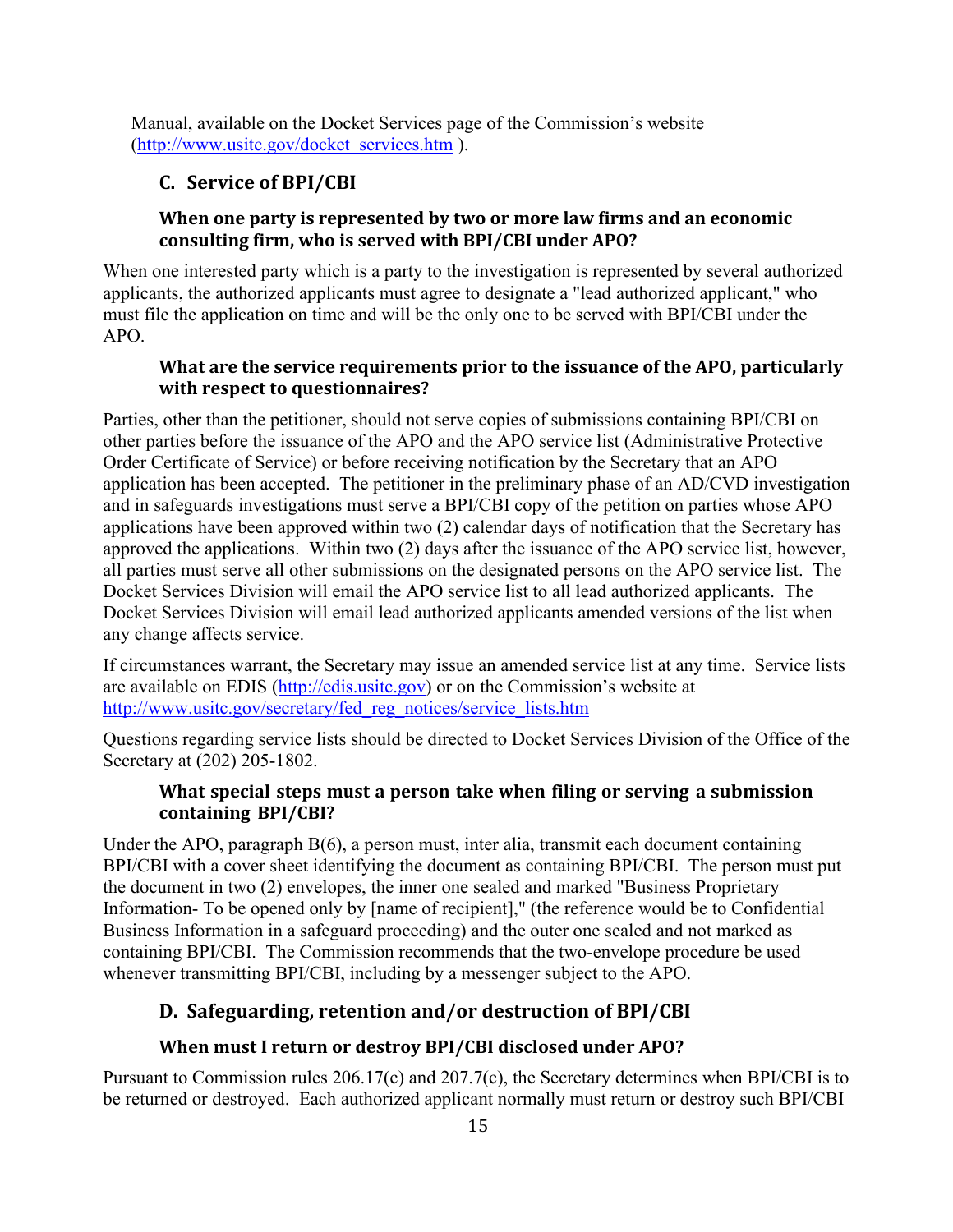Manual, available on the Docket Services page of the Commission's website (http://www.usitc.gov/docket_services.htm ).

## C. Service of BPI/CBI

### When one party is represented by two or more law firms and an economic consulting firm, who is served with BPI/CBI under APO?

When one interested party which is a party to the investigation is represented by several authorized applicants, the authorized applicants must agree to designate a "lead authorized applicant," who must file the application on time and will be the only one to be served with BPI/CBI under the APO.

### What are the service requirements prior to the issuance of the APO, particularly with respect to questionnaires?

Parties, other than the petitioner, should not serve copies of submissions containing BPI/CBI on other parties before the issuance of the APO and the APO service list (Administrative Protective Order Certificate of Service) or before receiving notification by the Secretary that an APO application has been accepted. The petitioner in the preliminary phase of an AD/CVD investigation and in safeguards investigations must serve a BPI/CBI copy of the petition on parties whose APO applications have been approved within two (2) calendar days of notification that the Secretary has approved the applications. Within two (2) days after the issuance of the APO service list, however, all parties must serve all other submissions on the designated persons on the APO service list. The Docket Services Division will email the APO service list to all lead authorized applicants. The Docket Services Division will email lead authorized applicants amended versions of the list when any change affects service.

If circumstances warrant, the Secretary may issue an amended service list at any time. Service lists are available on EDIS (http://edis.usitc.gov) or on the Commission's website at http://www.usitc.gov/secretary/fed_reg_notices/service_lists.htm

Questions regarding service lists should be directed to Docket Services Division of the Office of the Secretary at (202) 205-1802.

### What special steps must a person take when filing or serving a submission containing BPI/CBI?

Under the APO, paragraph B(6), a person must, inter alia, transmit each document containing BPI/CBI with a cover sheet identifying the document as containing BPI/CBI. The person must put the document in two (2) envelopes, the inner one sealed and marked "Business Proprietary Information- To be opened only by [name of recipient]," (the reference would be to Confidential Business Information in a safeguard proceeding) and the outer one sealed and not marked as containing BPI/CBI. The Commission recommends that the two-envelope procedure be used whenever transmitting BPI/CBI, including by a messenger subject to the APO.

## D. Safeguarding, retention and/or destruction of BPI/CBI

### When must I return or destroy BPI/CBI disclosed under APO?

Pursuant to Commission rules 206.17(c) and 207.7(c), the Secretary determines when BPI/CBI is to be returned or destroyed. Each authorized applicant normally must return or destroy such BPI/CBI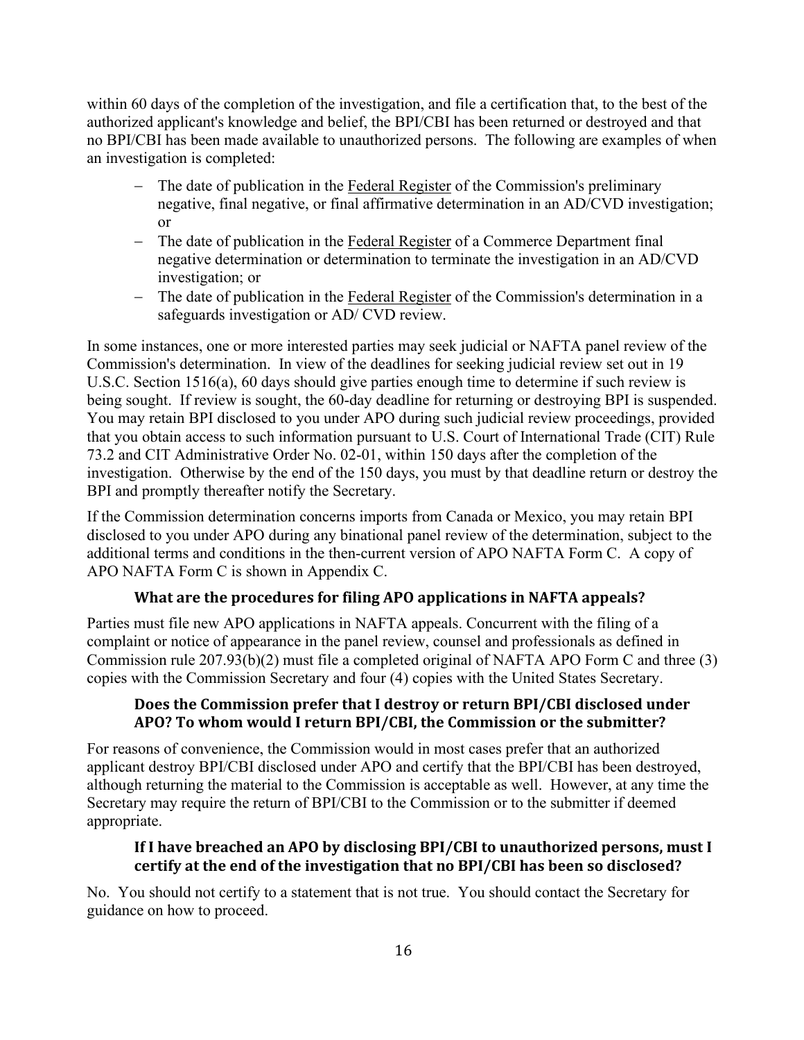within 60 days of the completion of the investigation, and file a certification that, to the best of the authorized applicant's knowledge and belief, the BPI/CBI has been returned or destroyed and that no BPI/CBI has been made available to unauthorized persons. The following are examples of when an investigation is completed:

- The date of publication in the Federal Register of the Commission's preliminary negative, final negative, or final affirmative determination in an AD/CVD investigation; or
- The date of publication in the Federal Register of a Commerce Department final negative determination or determination to terminate the investigation in an AD/CVD investigation; or
- The date of publication in the Federal Register of the Commission's determination in a safeguards investigation or AD/ CVD review.

In some instances, one or more interested parties may seek judicial or NAFTA panel review of the Commission's determination. In view of the deadlines for seeking judicial review set out in 19 U.S.C. Section 1516(a), 60 days should give parties enough time to determine if such review is being sought. If review is sought, the 60-day deadline for returning or destroying BPI is suspended. You may retain BPI disclosed to you under APO during such judicial review proceedings, provided that you obtain access to such information pursuant to U.S. Court of International Trade (CIT) Rule 73.2 and CIT Administrative Order No. 02-01, within 150 days after the completion of the investigation. Otherwise by the end of the 150 days, you must by that deadline return or destroy the BPI and promptly thereafter notify the Secretary.

If the Commission determination concerns imports from Canada or Mexico, you may retain BPI disclosed to you under APO during any binational panel review of the determination, subject to the additional terms and conditions in the then-current version of APO NAFTA Form C. A copy of APO NAFTA Form C is shown in Appendix C.

### What are the procedures for filing APO applications in NAFTA appeals?

Parties must file new APO applications in NAFTA appeals. Concurrent with the filing of a complaint or notice of appearance in the panel review, counsel and professionals as defined in Commission rule 207.93(b)(2) must file a completed original of NAFTA APO Form C and three (3) copies with the Commission Secretary and four (4) copies with the United States Secretary.

### Does the Commission prefer that I destroy or return BPI/CBI disclosed under APO? To whom would I return BPI/CBI, the Commission or the submitter?

For reasons of convenience, the Commission would in most cases prefer that an authorized applicant destroy BPI/CBI disclosed under APO and certify that the BPI/CBI has been destroyed, although returning the material to the Commission is acceptable as well. However, at any time the Secretary may require the return of BPI/CBI to the Commission or to the submitter if deemed appropriate.

### If I have breached an APO by disclosing BPI/CBI to unauthorized persons, must I certify at the end of the investigation that no BPI/CBI has been so disclosed?

No. You should not certify to a statement that is not true. You should contact the Secretary for guidance on how to proceed.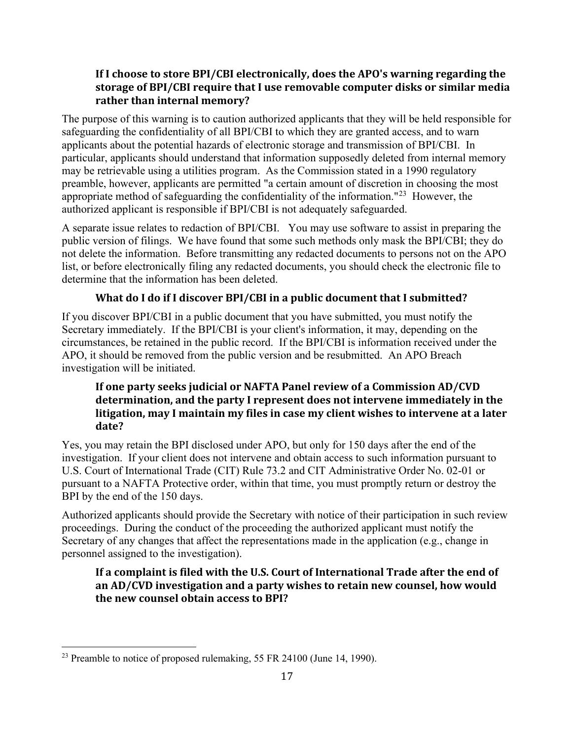### If I choose to store BPI/CBI electronically, does the APO's warning regarding the storage of BPI/CBI require that I use removable computer disks or similar media rather than internal memory?

The purpose of this warning is to caution authorized applicants that they will be held responsible for safeguarding the confidentiality of all BPI/CBI to which they are granted access, and to warn applicants about the potential hazards of electronic storage and transmission of BPI/CBI. In particular, applicants should understand that information supposedly deleted from internal memory may be retrievable using a utilities program. As the Commission stated in a 1990 regulatory preamble, however, applicants are permitted "a certain amount of discretion in choosing the most appropriate method of safeguarding the confidentiality of the information."[23] However, the authorized applicant is responsible if BPI/CBI is not adequately safeguarded.

A separate issue relates to redaction of BPI/CBI. You may use software to assist in preparing the public version of filings. We have found that some such methods only mask the BPI/CBI; they do not delete the information. Before transmitting any redacted documents to persons not on the APO list, or before electronically filing any redacted documents, you should check the electronic file to determine that the information has been deleted.

### What do I do if I discover BPI/CBI in a public document that I submitted?

If you discover BPI/CBI in a public document that you have submitted, you must notify the Secretary immediately. If the BPI/CBI is your client's information, it may, depending on the circumstances, be retained in the public record. If the BPI/CBI is information received under the APO, it should be removed from the public version and be resubmitted. An APO Breach investigation will be initiated.

### If one party seeks judicial or NAFTA Panel review of a Commission AD/CVD determination, and the party I represent does not intervene immediately in the litigation, may I maintain my files in case my client wishes to intervene at a later date?

Yes, you may retain the BPI disclosed under APO, but only for 150 days after the end of the investigation. If your client does not intervene and obtain access to such information pursuant to U.S. Court of International Trade (CIT) Rule 73.2 and CIT Administrative Order No. 02-01 or pursuant to a NAFTA Protective order, within that time, you must promptly return or destroy the BPI by the end of the 150 days.

Authorized applicants should provide the Secretary with notice of their participation in such review proceedings. During the conduct of the proceeding the authorized applicant must notify the Secretary of any changes that affect the representations made in the application (e.g., change in personnel assigned to the investigation).

### If a complaint is filed with the U.S. Court of International Trade after the end of an AD/CVD investigation and a party wishes to retain new counsel, how would the new counsel obtain access to BPI?

[23] Preamble to notice of proposed rulemaking, 55 FR 24100 (June 14, 1990).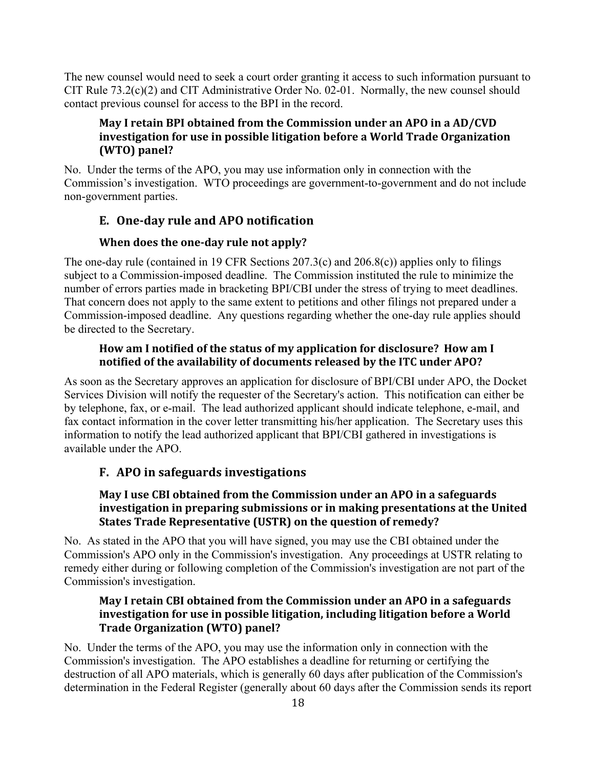The new counsel would need to seek a court order granting it access to such information pursuant to CIT Rule 73.2(c)(2) and CIT Administrative Order No. 02-01. Normally, the new counsel should contact previous counsel for access to the BPI in the record.

#### May I retain BPI obtained from the Commission under an APO in a AD/CVD investigation for use in possible litigation before a World Trade Organization (WTO) panel?

No. Under the terms of the APO, you may use information only in connection with the Commission's investigation. WTO proceedings are government-to-government and do not include non-government parties.

### E. One-day rule and APO notification

#### When does the one-day rule not apply?

The one-day rule (contained in 19 CFR Sections 207.3(c) and 206.8(c)) applies only to filings subject to a Commission-imposed deadline. The Commission instituted the rule to minimize the number of errors parties made in bracketing BPI/CBI under the stress of trying to meet deadlines. That concern does not apply to the same extent to petitions and other filings not prepared under a Commission-imposed deadline. Any questions regarding whether the one-day rule applies should be directed to the Secretary.

#### How am I notified of the status of my application for disclosure? How am I notified of the availability of documents released by the ITC under APO?

As soon as the Secretary approves an application for disclosure of BPI/CBI under APO, the Docket Services Division will notify the requester of the Secretary's action. This notification can either be by telephone, fax, or e-mail. The lead authorized applicant should indicate telephone, e-mail, and fax contact information in the cover letter transmitting his/her application. The Secretary uses this information to notify the lead authorized applicant that BPI/CBI gathered in investigations is available under the APO.

### F. APO in safeguards investigations

#### May I use CBI obtained from the Commission under an APO in a safeguards investigation in preparing submissions or in making presentations at the United States Trade Representative (USTR) on the question of remedy?

No. As stated in the APO that you will have signed, you may use the CBI obtained under the Commission's APO only in the Commission's investigation. Any proceedings at USTR relating to remedy either during or following completion of the Commission's investigation are not part of the Commission's investigation.

#### May I retain CBI obtained from the Commission under an APO in a safeguards investigation for use in possible litigation, including litigation before a World Trade Organization (WTO) panel?

No. Under the terms of the APO, you may use the information only in connection with the Commission's investigation. The APO establishes a deadline for returning or certifying the destruction of all APO materials, which is generally 60 days after publication of the Commission's determination in the Federal Register (generally about 60 days after the Commission sends its report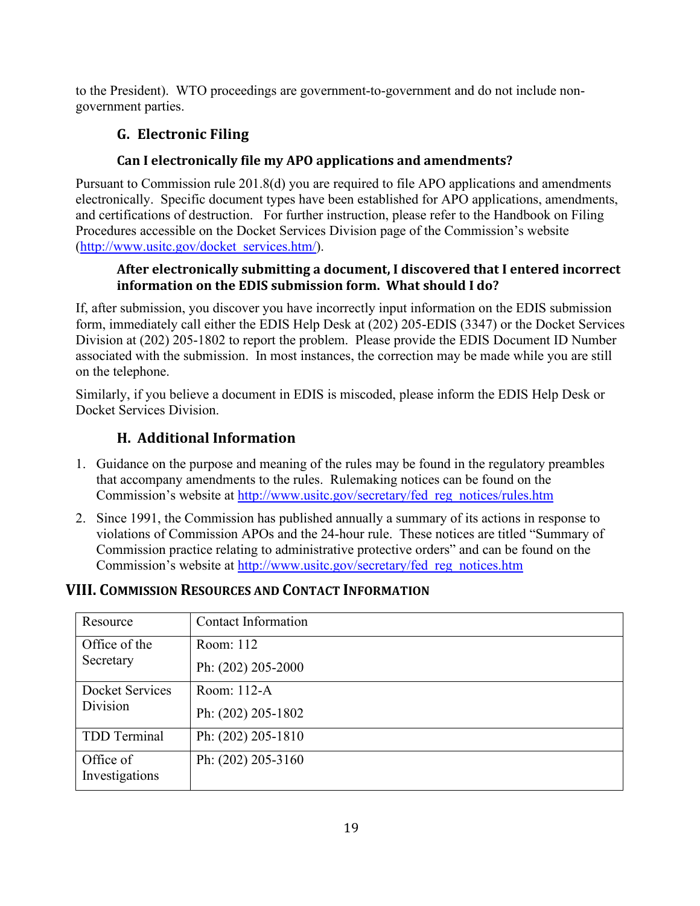to the President). WTO proceedings are government-to-government and do not include non-government parties.

## G. Electronic Filing

### Can I electronically file my APO applications and amendments?

Pursuant to Commission rule 201.8(d) you are required to file APO applications and amendments electronically. Specific document types have been established for APO applications, amendments, and certifications of destruction. For further instruction, please refer to the Handbook on Filing Procedures accessible on the Docket Services Division page of the Commission's website (http://www.usitc.gov/docket_services.htm/).

### After electronically submitting a document, I discovered that I entered incorrect information on the EDIS submission form. What should I do?

If, after submission, you discover you have incorrectly input information on the EDIS submission form, immediately call either the EDIS Help Desk at (202) 205-EDIS (3347) or the Docket Services Division at (202) 205-1802 to report the problem. Please provide the EDIS Document ID Number associated with the submission. In most instances, the correction may be made while you are still on the telephone.

Similarly, if you believe a document in EDIS is miscoded, please inform the EDIS Help Desk or Docket Services Division.

## H. Additional Information

1. Guidance on the purpose and meaning of the rules may be found in the regulatory preambles that accompany amendments to the rules. Rulemaking notices can be found on the Commission's website at http://www.usitc.gov/secretary/fed_reg_notices/rules.htm
2. Since 1991, the Commission has published annually a summary of its actions in response to violations of Commission APOs and the 24-hour rule. These notices are titled "Summary of Commission practice relating to administrative protective orders" and can be found on the Commission's website at http://www.usitc.gov/secretary/fed_reg_notices.htm

# VIII. Commission Resources and Contact Information

| Resource | Contact Information |
| --- | --- |
| Office of the Secretary | Room: 112<br>Ph: (202) 205-2000 |
| Docket Services Division | Room: 112-A<br>Ph: (202) 205-1802 |
| TDD Terminal | Ph: (202) 205-1810 |
| Office of Investigations | Ph: (202) 205-3160 |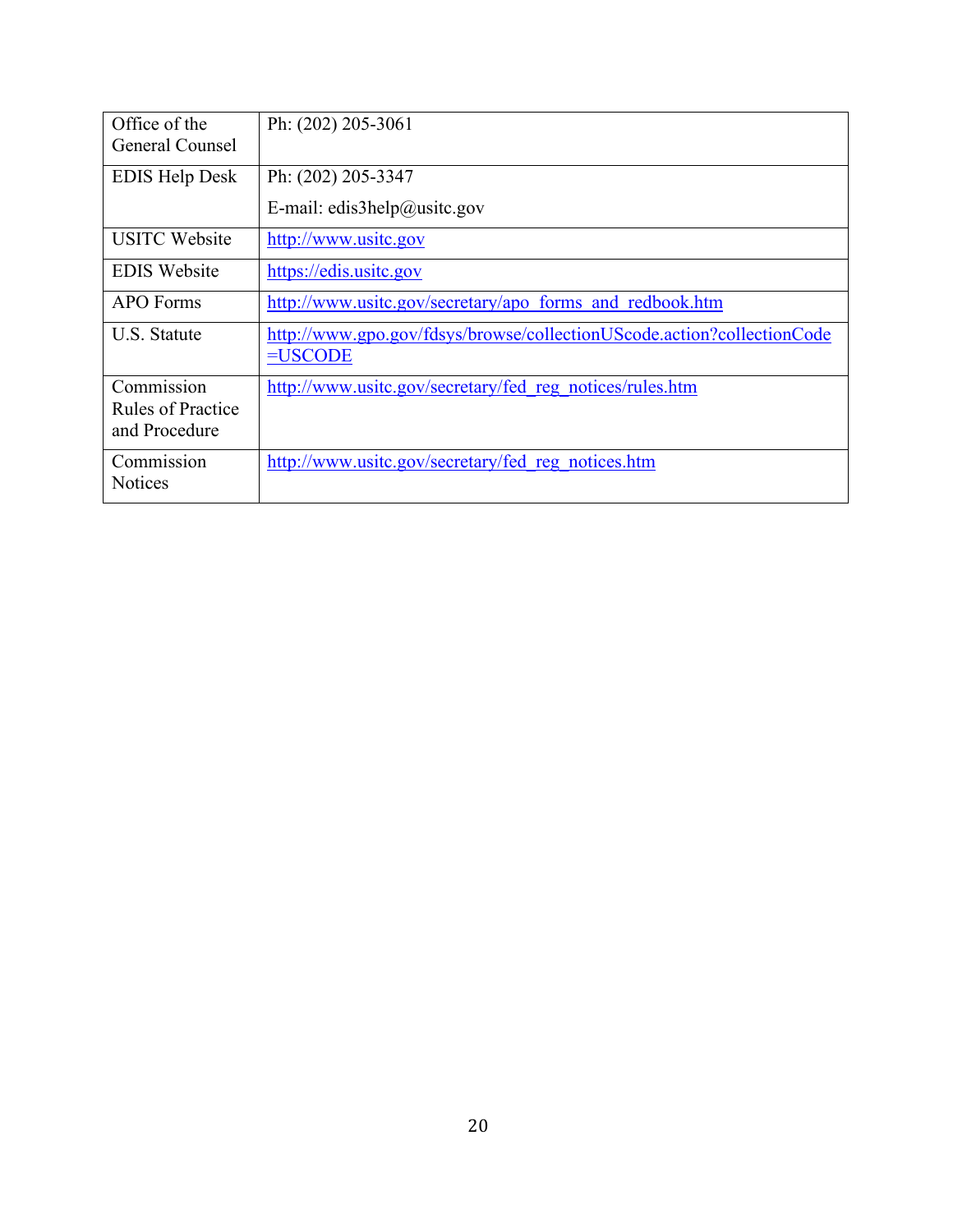| | |
|---|---|
| Office of the General Counsel | Ph: (202) 205-3061 |
| EDIS Help Desk | Ph: (202) 205-3347<br>E-mail: edis3help@usitc.gov |
| USITC Website | http://www.usitc.gov |
| EDIS Website | https://edis.usitc.gov |
| APO Forms | http://www.usitc.gov/secretary/apo_forms_and_redbook.htm |
| U.S. Statute | http://www.gpo.gov/fdsys/browse/collectionUScode.action?collectionCode=USCODE |
| Commission Rules of Practice and Procedure | http://www.usitc.gov/secretary/fed_reg_notices/rules.htm |
| Commission Notices | http://www.usitc.gov/secretary/fed_reg_notices.htm |